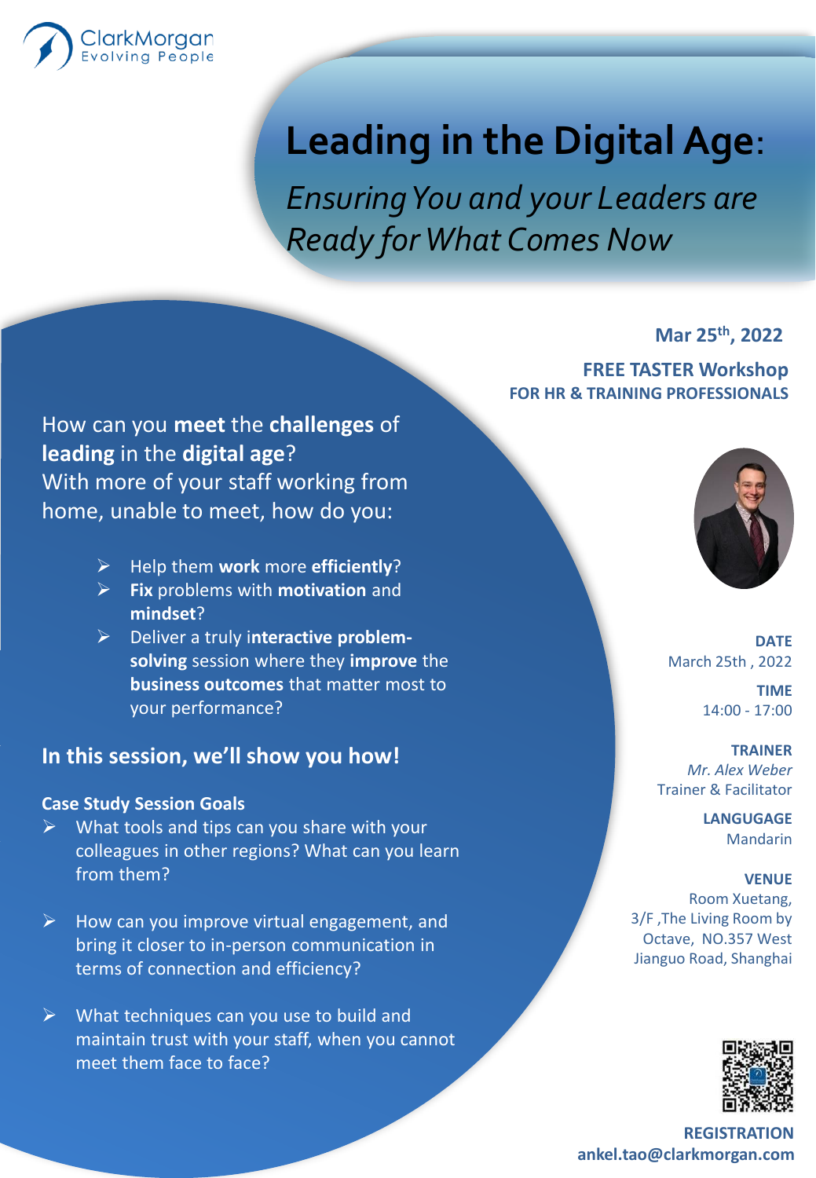ClarkMorgan
Evolving People

# Leading in the Digital Age:

*Ensuring You and your Leaders are Ready for What Comes Now*

**Mar 25th, 2022**

**FREE TASTER Workshop**
**FOR HR & TRAINING PROFESSIONALS**

How can you **meet** the **challenges** of **leading** in the **digital age**?
With more of your staff working from home, unable to meet, how do you:

- Help them **work** more **efficiently**?
- **Fix** problems with **motivation** and **mindset**?
- Deliver a truly i**nteractive problem-solving** session where they **improve** the **business outcomes** that matter most to your performance?

## In this session, we'll show you how!

**Case Study Session Goals**

- What tools and tips can you share with your colleagues in other regions? What can you learn from them?
- How can you improve virtual engagement, and bring it closer to in-person communication in terms of connection and efficiency?
- What techniques can you use to build and maintain trust with your staff, when you cannot meet them face to face?

**DATE**
March 25th , 2022

**TIME**
14:00 - 17:00

**TRAINER**
*Mr. Alex Weber*
Trainer & Facilitator

**LANGUAGE**
Mandarin

**VENUE**
Room Xuetang,
3/F ,The Living Room by Octave, NO.357 West Jianguo Road, Shanghai

**REGISTRATION**
**ankel.tao@clarkmorgan.com**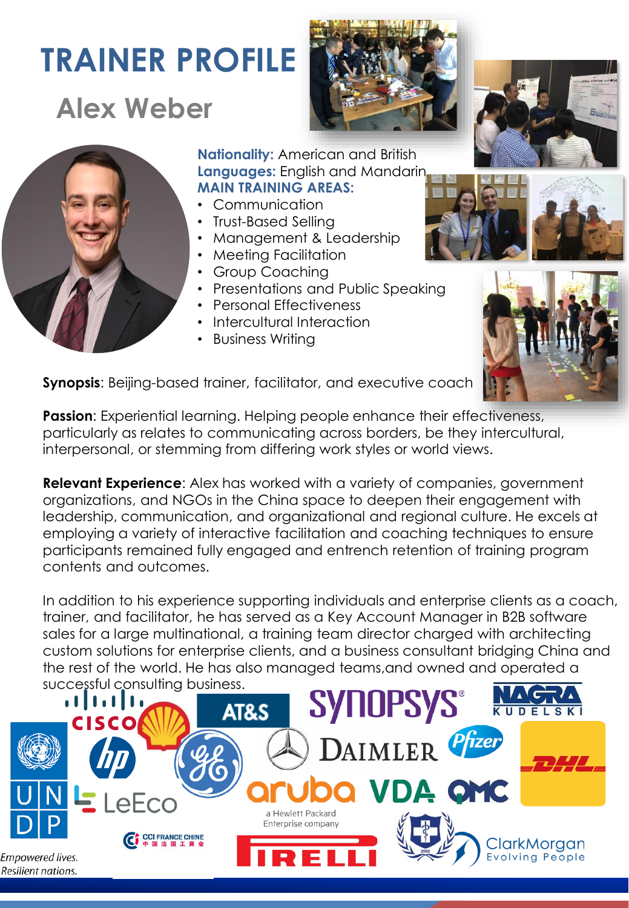# TRAINER PROFILE

## Alex Weber

**Nationality:** American and British
**Languages:** English and Mandarin
**MAIN TRAINING AREAS:**

- Communication
- Trust-Based Selling
- Management & Leadership
- Meeting Facilitation
- Group Coaching
- Presentations and Public Speaking
- Personal Effectiveness
- Intercultural Interaction
- Business Writing

**Synopsis**: Beijing-based trainer, facilitator, and executive coach

**Passion**: Experiential learning. Helping people enhance their effectiveness, particularly as relates to communicating across borders, be they intercultural, interpersonal, or stemming from differing work styles or world views.

**Relevant Experience**: Alex has worked with a variety of companies, government organizations, and NGOs in the China space to deepen their engagement with leadership, communication, and organizational and regional culture. He excels at employing a variety of interactive facilitation and coaching techniques to ensure participants remained fully engaged and entrench retention of training program contents and outcomes.

In addition to his experience supporting individuals and enterprise clients as a coach, trainer, and facilitator, he has served as a Key Account Manager in B2B software sales for a large multinational, a training team director charged with architecting custom solutions for enterprise clients, and a business consultant bridging China and the rest of the world. He has also managed teams,and owned and operated a successful consulting business.